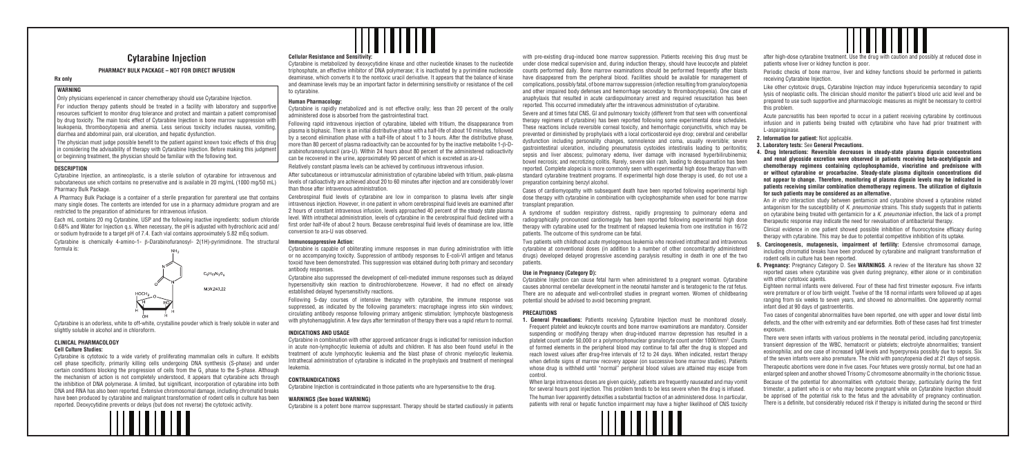# Cytarabine Injection

**PHARMACY BULK PACKAGE – NOT FOR DIRECT INFUSION**

**Rx only**

## WARNING

Only physicians experienced in cancer chemotherapy should use Cytarabine Injection.

For induction therapy patients should be treated in a facility with laboratory and supportive resources sufficient to monitor drug tolerance and protect and maintain a patient compromised by drug toxicity. The main toxic effect of Cytarabine Injection is bone marrow suppression with leukopenia, thrombocytopenia and anemia. Less serious toxicity includes nausea, vomiting, diarrhea and abdominal pain, oral ulceration, and hepatic dysfunction.

The physician must judge possible benefit to the patient against known toxic effects of this drug in considering the advisability of therapy with Cytarabine Injection. Before making this judgment or beginning treatment, the physician should be familiar with the following text.

## DESCRIPTION

Cytarabine Injection, an antineoplastic, is a sterile solution of cytarabine for intravenous and subcutaneous use which contains no preservative and is available in 20 mg/mL (1000 mg/50 mL) Pharmacy Bulk Package.

A Pharmacy Bulk Package is a container of a sterile preparation for parenteral use that contains many single doses. The contents are intended for use in a pharmacy admixture program and are restricted to the preparation of admixtures for intravenous infusion.

Each mL contains 20 mg Cytarabine, USP and the following inactive ingredients: sodium chloride 0.68% and Water for Injection q.s. When necessary, the pH is adjusted with hydrochloric acid and/or sodium hydroxide to a target pH of 7.4. Each vial contains approximately 5.82 mEq sodium.

Cytarabine is chemically 4-amino-1- β-Darabinofuranosyl- 2(1H)-pyrimidinone. The structural formula is:

$C_9H_{13}N_3O_5$

M.W.243.22

Cytarabine is an odorless, white to off-white, crystalline powder which is freely soluble in water and slightly soluble in alcohol and in chloroform.

## CLINICAL PHARMACOLOGY

### Cell Culture Studies:

Cytarabine is cytotoxic to a wide variety of proliferating mammalian cells in culture. It exhibits cell phase specificity, primarily killing cells undergoing DNA synthesis (S-phase) and under certain conditions blocking the progression of cells from the $G_1$ phase to the S-phase. Although the mechanism of action is not completely understood, it appears that cytarabine acts through the inhibition of DNA polymerase. A limited, but significant, incorporation of cytarabine into both DNA and RNA has also been reported. Extensive chromosomal damage, including chromatid breaks have been produced by cytarabine and malignant transformation of rodent cells in culture has been reported. Deoxycytidine prevents or delays (but does not reverse) the cytotoxic activity.

### Cellular Resistance and Sensitivity:

Cytarabine is metabolized by deoxycytidine kinase and other nucleotide kinases to the nucleotide triphosphate, an effective inhibitor of DNA polymerase; it is inactivated by a pyrimidine nucleoside deaminase, which converts it to the nontoxic uracil derivative. It appears that the balance of kinase and deaminase levels may be an important factor in determining sensitivity or resistance of the cell to cytarabine.

### Human Pharmacology:

Cytarabine is rapidly metabolized and is not effective orally; less than 20 percent of the orally administered dose is absorbed from the gastrointestinal tract.

Following rapid intravenous injection of cytarabine, labeled with tritium, the disappearance from plasma is biphasic. There is an initial distributive phase with a half-life of about 10 minutes, followed by a second elimination phase with a half-life of about 1 to 3 hours. After the distributive phase, more than 80 percent of plasma radioactivity can be accounted for by the inactive metabolite 1-β-D-arabinofuranosyluracil (ara-U). Within 24 hours about 80 percent of the administered radioactivity can be recovered in the urine, approximately 90 percent of which is excreted as ara-U.

Relatively constant plasma levels can be achieved by continuous intravenous infusion.

After subcutaneous or intramuscular administration of cytarabine labeled with tritium, peak-plasma levels of radioactivity are achieved about 20 to 60 minutes after injection and are considerably lower than those after intravenous administration.

Cerebrospinal fluid levels of cytarabine are low in comparison to plasma levels after single intravenous injection. However, in one patient in whom cerebrospinal fluid levels are examined after 2 hours of constant intravenous infusion, levels approached 40 percent of the steady state plasma level. With intrathecal administration, levels of cytarabine in the cerebrospinal fluid declined with a first order half-life of about 2 hours. Because cerebrospinal fluid levels of deaminase are low, little conversion to ara-U was observed.

### Immunosuppressive Action:

Cytarabine is capable of obliterating immune responses in man during administration with little or no accompanying toxicity. Suppression of antibody responses to E-coli-VI antigen and tetanus toxoid have been demonstrated. This suppression was obtained during both primary and secondary antibody responses.

Cytarabine also suppressed the development of cell-mediated immune responses such as delayed hypersensitivity skin reaction to dinitrochlorobenzene. However, it had no effect on already established delayed hypersensitivity reactions.

Following 5-day courses of intensive therapy with cytarabine, the immune response was suppressed, as indicated by the following parameters: macrophage ingress into skin windows; circulating antibody response following primary antigenic stimulation; lymphocyte blastogenesis with phytohemagglutinin. A few days after termination of therapy there was a rapid return to normal.

## INDICATIONS AND USAGE

Cytarabine in combination with other approved anticancer drugs is indicated for remission induction in acute non-lymphocytic leukemia of adults and children. It has also been found useful in the treatment of acute lymphocytic leukemia and the blast phase of chronic myelocytic leukemia. Intrathecal administration of cytarabine is indicated in the prophylaxis and treatment of meningeal leukemia.

## CONTRAINDICATIONS

Cytarabine Injection is contraindicated in those patients who are hypersensitive to the drug.

## WARNINGS (See boxed WARNING)

Cytarabine is a potent bone marrow suppressant. Therapy should be started cautiously in patients with pre-existing drug-induced bone marrow suppression. Patients receiving this drug must be under close medical supervision and, during induction therapy, should have leucocyte and platelet counts performed daily. Bone marrow examinations should be performed frequently after blasts have disappeared from the peripheral blood. Facilities should be available for management of complications, possibly fatal, of bone marrow suppression (infection resulting from granulocytopenia and other impaired body defenses and hemorrhage secondary to thrombocytopenia). One case of anaphylaxis that resulted in acute cardiopulmonary arrest and required resuscitation has been reported. This occurred immediately after the intravenous administration of cytarabine.

Severe and at times fatal CNS, GI and pulmonary toxicity (different from that seen with conventional therapy regimens of cytarabine) has been reported following some experimental dose schedules. These reactions include reversible corneal toxicity, and hemorrhagic conjunctivitis, which may be prevented or diminished by prophylaxis with a local corticosteroid eye drop; cerebral and cerebellar dysfunction including personality changes, somnolence and coma, usually reversible; severe gastrointestinal ulceration, including pneumatosis cystoides intestinalis leading to peritonitis; sepsis and liver abscess; pulmonary edema, liver damage with increased hyperbilirubinemia; bowel necrosis; and necrotizing colitis. Rarely, severe skin rash, leading to desquamation has been reported. Complete alopecia is more commonly seen with experimental high dose therapy than with standard cytarabine treatment programs. If experimental high dose therapy is used, do not use a preparation containing benzyl alcohol.

Cases of cardiomyopathy with subsequent death have been reported following experimental high dose therapy with cytarabine in combination with cyclophosphamide when used for bone marrow transplant preparation.

A syndrome of sudden respiratory distress, rapidly progressing to pulmonary edema and radiographically pronounced cardiomegaly has been reported following experimental high dose therapy with cytarabine used for the treatment of relapsed leukemia from one institution in 16/72 patients. The outcome of this syndrome can be fatal.

Two patients with childhood acute myelogenous leukemia who received intrathecal and intravenous cytarabine at conventional doses (in addition to a number of other concomitantly administered drugs) developed delayed progressive ascending paralysis resulting in death in one of the two patients.

### Use in Pregnancy (Category D):

Cytarabine Injection can cause fetal harm when administered to a pregnant woman. Cytarabine causes abnormal cerebellar development in the neonatal hamster and is teratogenic to the rat fetus. There are no adequate and well-controlled studies in pregnant women. Women of childbearing potential should be advised to avoid becoming pregnant.

## PRECAUTIONS

1. **General Precautions:** Patients receiving Cytarabine Injection must be monitored closely. Frequent platelet and leukocyte counts and bone marrow examinations are mandatory. Consider suspending or modifying therapy when drug-induced marrow depression has resulted in a platelet count under 50,000 or a polymorphonuclear granulocyte count under 1000/mm³. Counts of formed elements in the peripheral blood may continue to fall after the drug is stopped and reach lowest values after drug-free intervals of 12 to 24 days. When indicated, restart therapy when definite signs of marrow recovery appear (on successive bone marrow studies). Patients whose drug is withheld until "normal" peripheral blood values are attained may escape from control.

   When large intravenous doses are given quickly, patients are frequently nauseated and may vomit for several hours post injection. This problem tends to be less severe when the drug is infused.

   The human liver apparently detoxifies a substantial fraction of an administered dose. In particular, patients with renal or hepatic function impairment may have a higher likelihood of CNS toxicity after high-dose cytarabine treatment. Use the drug with caution and possibly at reduced dose in patients whose liver or kidney function is poor.

   Periodic checks of bone marrow, liver and kidney functions should be performed in patients receiving Cytarabine Injection.

   Like other cytotoxic drugs, Cytarabine Injection may induce hyperuricemia secondary to rapid lysis of neoplastic cells. The clinician should monitor the patient's blood uric acid level and be prepared to use such supportive and pharmacologic measures as might be necessary to control this problem.

   Acute pancreatitis has been reported to occur in a patient receiving cytarabine by continuous infusion and in patients being treated with cytarabine who have had prior treatment with L-asparaginase.

2. **Information for patient:** Not applicable.
3. **Laboratory tests:** See **General Precautions.**
4. **Drug Interactions: Reversible decreases in steady-state plasma digoxin concentrations and renal glycoside excretion were observed in patients receiving beta-acetyldigoxin and chemotherapy regimens containing cyclophosphamide, vincristine and prednisone with or without cytarabine or procarbazine. Steady-state plasma digitoxin concentrations did not appear to change. Therefore, monitoring of plasma digoxin levels may be indicated in patients receiving similar combination chemotherapy regimens. The utilization of digitoxin for such patients may be considered as an alternative.**

   An *in vitro* interaction study between gentamicin and cytarabine showed a cytarabine related antagonism for the susceptibility of *K. pneumoniae* strains. This study suggests that in patients on cytarabine being treated with gentamicin for a *K. pneumoniae* infection, the lack of a prompt therapeutic response may indicate the need for reevaluation of antibacterial therapy.

   Clinical evidence in one patient showed possible inhibition of fluorocytosine efficacy during therapy with cytarabine. This may be due to potential competitive inhibition of its uptake.

5. **Carcinogenesis, mutagenesis, impairment of fertility:** Extensive chromosomal damage, including chromatid breaks have been produced by cytarabine and malignant transformation of rodent cells in culture has been reported.
6. **Pregnancy:** Pregnancy Category D. See **WARNINGS**. A review of the literature has shown 32 reported cases where cytarabine was given during pregnancy, either alone or in combination with other cytotoxic agents.

   Eighteen normal infants were delivered. Four of these had first trimester exposure. Five infants were premature or of low birth weight. Twelve of the 18 normal infants were followed up at ages ranging from six weeks to seven years, and showed no abnormalities. One apparently normal infant died at 90 days of gastroenteritis.

   Two cases of congenital abnormalities have been reported, one with upper and lower distal limb defects, and the other with extremity and ear deformities. Both of these cases had first trimester exposure.

   There were seven infants with various problems in the neonatal period, including pancytopenia; transient depression of the WBC, hematocrit or platelets; electrolyte abnormalities; transient eosinophilia; and one case of increased IgM levels and hyperpyrexia possibly due to sepsis. Six of the seven infants were also premature. The child with pancytopenia died at 21 days of sepsis.

   Therapeutic abortions were done in five cases. Four fetuses were grossly normal, but one had an enlarged spleen and another showed Trisomy C chromosome abnormality in the chorionic tissue.

   Because of the potential for abnormalities with cytotoxic therapy, particularly during the first trimester, a patient who is or who may become pregnant while on Cytarabine Injection should be apprised of the potential risk to the fetus and the advisability of pregnancy continuation. There is a definite, but considerably reduced risk if therapy is initiated during the second or third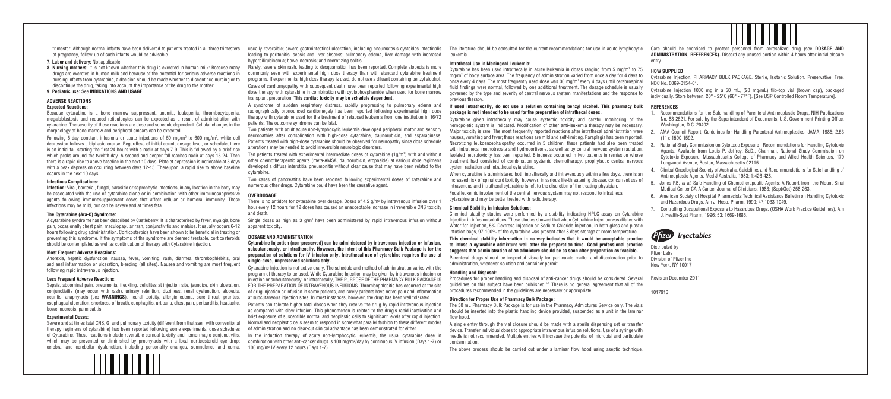trimester. Although normal infants have been delivered to patients treated in all three trimesters of pregnancy, follow-up of such infants would be advisable.

**7. Labor and delivery:** Not applicable.

**8. Nursing mothers:** It is not known whether this drug is excreted in human milk: Because many drugs are excreted in human milk and because of the potential for serious adverse reactions in nursing infants from cytarabine, a decision should be made whether to discontinue nursing or to discontinue the drug, taking into account the importance of the drug to the mother.

**9. Pediatric use:** See **INDICATIONS AND USAGE**.

## ADVERSE REACTIONS

### Expected Reactions:

Because cytarabine is a bone marrow suppressant, anemia, leukopenia, thrombocytopenia, megaloblastosis and reduced reticulocytes can be expected as a result of administration with cytarabine. The severity of these reactions are dose and schedule dependent. Cellular changes in the morphology of bone marrow and peripheral smears can be expected.

Following 5-day constant infusions or acute injections of 50 mg/m$^2$ to 600 mg/m$^2$, white cell depression follows a biphasic course. Regardless of initial count, dosage level, or schedule, there is an initial fall starting the first 24 hours with a nadir at days 7-9. This is followed by a brief rise which peaks around the twelfth day. A second and deeper fall reaches nadir at days 15-24. Then there is a rapid rise to above baseline in the next 10 days. Platelet depression is noticeable at 5 days with a peak depression occurring between days 12-15. Thereupon, a rapid rise to above baseline occurs in the next 10 days.

### Infectious Complications:

**Infection:** Viral, bacterial, fungal, parasitic or saprophytic infections, in any location in the body may be associated with the use of cytarabine alone or in combination with other immunosuppressive agents following immunosuppressant doses that affect cellular or humoral immunity. These infections may be mild, but can be severe and at times fatal.

### The Cytarabine (Ara-C) Syndrome:

A cytarabine syndrome has been described by Castleberry. It is characterized by fever, myalgia, bone pain, occasionally chest pain, maculopapular rash, conjunctivitis and malaise. It usually occurs 6-12 hours following drug administration. Corticosteroids have been shown to be beneficial in treating or preventing this syndrome. If the symptoms of the syndrome are deemed treatable, corticosteroids should be contemplated as well as continuation of therapy with Cytarabine Injection.

### Most Frequent Adverse Reactions:

Anorexia, hepatic dysfunction, nausea, fever, vomiting, rash, diarrhea, thrombophlebitis, oral and anal inflammation or ulceration, bleeding (all sites). Nausea and vomiting are most frequent following rapid intravenous injection.

### Less Frequent Adverse Reactions:

Sepsis, abdominal pain, pneumonia, freckling, cellulites at injection site, jaundice, skin ulceration, conjunctivitis (may occur with rash), urinary retention, dizziness, renal dysfunction, alopecia, neuritis, anaphylaxis (see **WARNINGS**), neural toxicity, allergic edema, sore throat, pruritus, esophageal ulceration, shortness of breath, esophagitis, urticaria, chest pain, pericarditis, headache, bowel necrosis, pancreatitis.

### Experimental Doses:

Severe and at times fatal CNS, GI and pulmonary toxicity (different from that seen with conventional therapy regimens of cytarabine) has been reported following some experimental dose schedules of Cytarabine. These reactions include reversible corneal toxicity and hemorrhagic conjunctivitis, which may be prevented or diminished by prophylaxis with a local corticosteroid eye drop; cerebral and cerebellar dysfunction, including personality changes, somnolence and coma, usually reversible; severe gastrointestinal ulceration, including pneumatosis cystoides intestinalis leading to peritonitis; sepsis and liver abscess; pulmonary edema, liver damage with increased hyperbilirubinemia; bowel necrosis; and necrotizing colitis.

Rarely, severe skin rash, leading to desquamation has been reported. Complete alopecia is more commonly seen with experimental high dose therapy than with standard cytarabine treatment programs. If experimental high dose therapy is used, do not use a diluent containing benzyl alcohol.

Cases of cardiomyopathy with subsequent death have been reported following experimental high dose therapy with cytarabine in combination with cyclophosphamide when used for bone marrow transplant preparation. **This cardiac toxicity may be schedule dependent.**

A syndrome of sudden respiratory distress, rapidly progressing to pulmonary edema and radiographically pronounced cardiomegaly has been reported following experimental high dose therapy with cytarabine used for the treatment of relapsed leukemia from one institution in 16/72 patients. The outcome syndrome can be fatal.

Two patients with adult acute non-lymphocytic leukemia developed peripheral motor and sensory neuropathies after consolidation with high-dose cytarabine, daunorubicin, and asparaginase. Patients treated with high-dose cytarabine should be observed for neuropathy since dose schedule alterations may be needed to avoid irreversible neurologic disorders.

Ten patients treated with experimental intermediate doses of cytarabine (1g/m$^2$) with and without other chemotherapeutic agents (meta-AMSA, daunorubicin, etoposide) at various dose regimens developed a diffuse interstitial pneumonitis without clear cause that may have been related to the cytarabine.

Two cases of pancreatitis have been reported following experimental doses of cytarabine and numerous other drugs. Cytarabine could have been the causative agent.

## OVERDOSAGE

There is no antidote for cytarabine over dosage. Doses of 4.5 g/m$^2$ by intravenous infusion over 1 hour every 12 hours for 12 doses has caused an unacceptable increase in irreversible CNS toxicity and death.

Single doses as high as 3 g/m$^2$ have been administered by rapid intravenous infusion without apparent toxicity.

## DOSAGE AND ADMINISTRATION

**Cytarabine Injection (non-preserved) can be administered by intravenous injection or infusion, subcutaneously, or intrathecally. However, the intent of this Pharmacy Bulk Package is for the preparation of solutions for IV infusion only. Intrathecal use of cytarabine requires the use of single-dose, unpreserved solutions only.**

Cytarabine Injection is not active orally. The schedule and method of administration varies with the program of therapy to be used. While Cytarabine Injection may be given by intravenous infusion or injection or subcutaneously, or intrathecally, THE PURPOSE OF THE PHARMACY BULK PACKAGE IS FOR THE PREPARATION OF INTRAVENOUS INFUSIONS. Thrombophlebitis has occurred at the site of drug injection or infusion in some patients, and rarely patients have noted pain and inflammation at subcutaneous injection sites. In most instances, however, the drug has been well tolerated.

Patients can tolerate higher total doses when they receive the drug by rapid intravenous injection as compared with slow infusion. This phenomenon is related to the drug's rapid inactivation and brief exposure of susceptible normal and neoplastic cells to significant levels after rapid injection. Normal and neoplastic cells seem to respond in somewhat parallel fashion to these different modes of administration and no clear-cut clinical advantage has been demonstrated for either.

In the induction therapy of acute non-lymphocytic leukemia, the usual cytarabine dose in combination with other anti-cancer drugs is 100 mg/m$^2$/day by continuous IV infusion (Days 1-7) or 100 mg/m$^2$ IV every 12 hours (Days 1-7).

The literature should be consulted for the current recommendations for use in acute lymphocytic leukemia.

### Intrathecal Use in Meningeal Leukemia:

Cytarabine has been used intrathecally in acute leukemia in doses ranging from 5 mg/m$^2$ to 75 mg/m$^2$ of body surface area. The frequency of administration varied from once a day for 4 days to once every 4 days. The most frequently used dose was 30 mg/m$^2$ every 4 days until cerebrospinal fluid findings were normal, followed by one additional treatment. The dosage schedule is usually governed by the type and severity of central nervous system manifestations and the response to previous therapy.

**If used intrathecally, do not use a solution containing benzyl alcohol. This pharmacy bulk package is not intended to be used for the preparation of intrathecal doses.**

Cytarabine given intrathecally may cause systemic toxicity and careful monitoring of the hemopoietic system is indicated. Modification of other anti-leukemia therapy may be necessary. Major toxicity is rare. The most frequently reported reactions after intrathecal administration were nausea, vomiting and fever; these reactions are mild and self-limiting. Paraplegia has been reported. Necrotizing leukoencephalopathy occurred in 5 children; these patients had also been treated with intrathecal methotrexate and hydrocortisone, as well as by central nervous system radiation. Isolated neurotoxicity has been reported. Blindness occurred in two patients in remission whose treatment had consisted of combination systemic chemotherapy, prophylactic central nervous system radiation and intrathecal cytarabine.

When cytarabine is administered both intrathecally and intravenously within a few days, there is an increased risk of spinal cord toxicity, however, in serious life-threatening disease, concurrent use of intravenous and intrathecal cytarabine is left to the discretion of the treating physician.

Focal leukemic involvement of the central nervous system may not respond to intrathecal cytarabine and may be better treated with radiotherapy.

### Chemical Stability in Infusion Solutions:

Chemical stability studies were performed by a stability indicating HPLC assay on Cytarabine Injection in infusion solutions. These studies showed that when Cytarabine Injection was diluted with Water for Injection, 5% Dextrose Injection or Sodium Chloride Injection, in both glass and plastic infusion bags, 97-100% of the cytarabine was present after 8 days storage at room temperature.

**This chemical stability information in no way indicates that it would be acceptable practice to infuse a cytarabine admixture well after the preparation time. Good professional practice suggests that administration of an admixture should be as soon after preparation as feasible.**

Parenteral drugs should be inspected visually for particulate matter and discoloration prior to administration, whenever solution and container permit.

### Handling and Disposal:

Procedures for proper handling and disposal of anti-cancer drugs should be considered. Several guidelines on this subject have been published.[1-7] There is no general agreement that all of the procedures recommended in the guidelines are necessary or appropriate.

### Direction for Proper Use of Pharmacy Bulk Package:

The 50 mL Pharmacy Bulk Package is for use in the Pharmacy Admixtures Service only. The vials should be inserted into the plastic handling device provided, suspended as a unit in the laminar flow hood.

A single entry through the vial closure should be made with a sterile dispensing set or transfer device. Transfer individual doses to appropriate intravenous infusion solutions. Use of a syringe with needle is not recommended. Multiple entries will increase the potential of microbial and particulate contamination.

The above process should be carried out under a laminar flow hood using aseptic technique.

Care should be exercised to protect personnel from aerosolized drug (see **DOSAGE AND ADMINISTRATION, REFERENCES**). Discard any unused portion within 4 hours after initial closure entry.

## HOW SUPPLIED

Cytarabine Injection, PHARMACY BULK PACKAGE. Sterile, Isotonic Solution. Preservative, Free. NDC No. 0069-0154-01.

Cytarabine Injection 1000 mg in a 50 mL, (20 mg/mL) flip-top vial (brown cap), packaged individually. Store between, 20° - 25°C (68° - 77°F). [See USP Controlled Room Temperature].

## REFERENCES

1. Recommendations for the Safe handling of Parenteral Antineoplastic Drugs, NIH Publications No. 83-2621. For sale by the Superintendent of Documents, U.S. Government Printing Office, Washington, D.C. 20402.
2. AMA Council Report, Guidelines for Handling Parenteral Antineoplastics, JAMA, 1985; 2.53 (11): 1590-1592.
3. National Study Commission on Cytotoxic Exposure - Recommendations for Handling Cytotoxic Agents. Available from Louis P. Jeffrey, ScD., Chairman, National Study Commission on Cytotoxic Exposure, Massachusetts College of Pharmacy and Allied Health Sciences, 179 Longwood Avenue, Boston, Massachusetts 02115.
4. Clinical Oncological Society of Australia, Guidelines and Recommendations for Safe handling of Antineoplastic Agents. Med J Australia, 1983; 1:426-428.
5. Jones RB, *et al*: Safe Handling of Chemotherapeutic Agents: A Report from the Mount Sinai Medical Center CA-A Cancer Journal of Clinicians, 1983; (Sept/Oct) 258-263.
6. American Society of Hospital Pharmacists Technical Assistance Bulletin on Handling Cytotoxic and Hazardous Drugs. Am J. Hosp. Pharm, 1990; 47:1033-1049.
7. Controlling Occupational Exposure to Hazardous Drugs. (OSHA Work Practice Guidelines), Am J. Health-Syst Pharm, 1996; 53: 1669-1685.

Pfizer Injectables

Distributed by
Pfizer Labs
Division of Pfizer Inc
New York, NY 10017

Revision December 2011

1017916